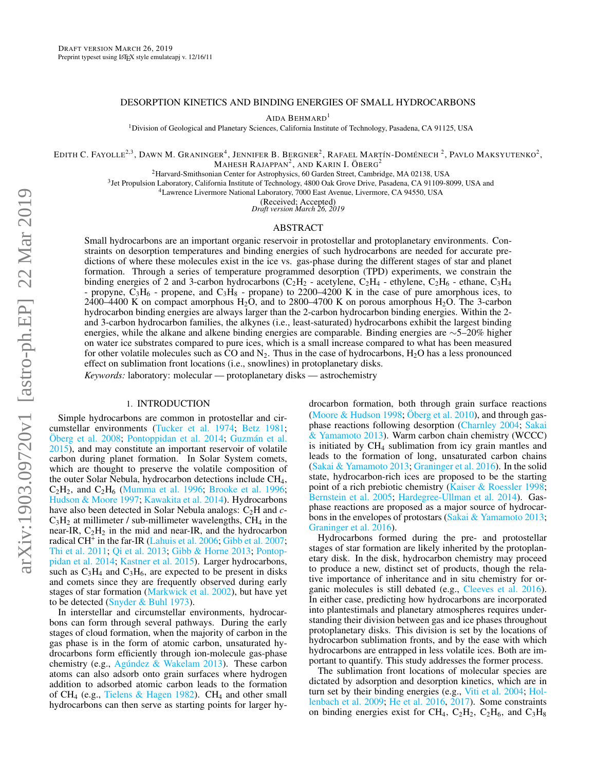Draft version March 26, 2019

Preprint typeset using LaTeX style emulateapj v. 12/16/11

# DESORPTION KINETICS AND BINDING ENERGIES OF SMALL HYDROCARBONS

Aida Behmard[1]

[1]Division of Geological and Planetary Sciences, California Institute of Technology, Pasadena, CA 91125, USA

Edith C. Fayolle[2,3], Dawn M. Graninger[4], Jennifer B. Bergner[2], Rafael Martín-Doménech[2], Pavlo Maksyutenko[2], Mahesh Rajappan[2], and Karin I. Öberg[2]

[2]Harvard-Smithsonian Center for Astrophysics, 60 Garden Street, Cambridge, MA 02138, USA

[3]Jet Propulsion Laboratory, California Institute of Technology, 4800 Oak Grove Drive, Pasadena, CA 91109-8099, USA and

[4]Lawrence Livermore National Laboratory, 7000 East Avenue, Livermore, CA 94550, USA

(Received; Accepted)

*Draft version March 26, 2019*

## ABSTRACT

Small hydrocarbons are an important organic reservoir in protostellar and protoplanetary environments. Constraints on desorption temperatures and binding energies of such hydrocarbons are needed for accurate predictions of where these molecules exist in the ice vs. gas-phase during the different stages of star and planet formation. Through a series of temperature programmed desorption (TPD) experiments, we constrain the binding energies of 2 and 3-carbon hydrocarbons ($C_2H_2$ - acetylene, $C_2H_4$ - ethylene, $C_2H_6$ - ethane, $C_3H_4$ - propyne, $C_3H_6$ - propene, and $C_3H_8$ - propane) to 2200–4200 K in the case of pure amorphous ices, to 2400–4400 K on compact amorphous $H_2O$, and to 2800–4700 K on porous amorphous $H_2O$. The 3-carbon hydrocarbon binding energies are always larger than the 2-carbon hydrocarbon binding energies. Within the 2- and 3-carbon hydrocarbon families, the alkynes (i.e., least-saturated) hydrocarbons exhibit the largest binding energies, while the alkane and alkene binding energies are comparable. Binding energies are ∼5–20% higher on water ice substrates compared to pure ices, which is a small increase compared to what has been measured for other volatile molecules such as CO and $N_2$. Thus in the case of hydrocarbons, $H_2O$ has a less pronounced effect on sublimation front locations (i.e., snowlines) in protoplanetary disks.

*Keywords:* laboratory: molecular — protoplanetary disks — astrochemistry

## 1. INTRODUCTION

Simple hydrocarbons are common in protostellar and circumstellar environments (Tucker et al. 1974; Betz 1981; Öberg et al. 2008; Pontoppidan et al. 2014; Guzmán et al. 2015), and may constitute an important reservoir of volatile carbon during planet formation. In Solar System comets, which are thought to preserve the volatile composition of the outer Solar Nebula, hydrocarbon detections include $CH_4$, $C_2H_2$, and $C_2H_6$ (Mumma et al. 1996; Brooke et al. 1996; Hudson & Moore 1997; Kawakita et al. 2014). Hydrocarbons have also been detected in Solar Nebula analogs: $C_2H$ and *c*-$C_3H_2$ at millimeter / sub-millimeter wavelengths, $CH_4$ in the near-IR, $C_2H_2$ in the mid and near-IR, and the hydrocarbon radical $CH^+$ in the far-IR (Lahuis et al. 2006; Gibb et al. 2007; Thi et al. 2011; Qi et al. 2013; Gibb & Horne 2013; Pontoppidan et al. 2014; Kastner et al. 2015). Larger hydrocarbons, such as $C_3H_4$ and $C_3H_6$, are expected to be present in disks and comets since they are frequently observed during early stages of star formation (Markwick et al. 2002), but have yet to be detected (Snyder & Buhl 1973).

In interstellar and circumstellar environments, hydrocarbons can form through several pathways. During the early stages of cloud formation, when the majority of carbon in the gas phase is in the form of atomic carbon, unsaturated hydrocarbons form efficiently through ion-molecule gas-phase chemistry (e.g., Agúndez & Wakelam 2013). These carbon atoms can also adsorb onto grain surfaces where hydrogen addition to adsorbed atomic carbon leads to the formation of $CH_4$ (e.g., Tielens & Hagen 1982). $CH_4$ and other small hydrocarbons can then serve as starting points for larger hydrocarbon formation, both through grain surface reactions (Moore & Hudson 1998; Öberg et al. 2010), and through gas-phase reactions following desorption (Charnley 2004; Sakai & Yamamoto 2013). Warm carbon chain chemistry (WCCC) is initiated by $CH_4$ sublimation from icy grain mantles and leads to the formation of long, unsaturated carbon chains (Sakai & Yamamoto 2013; Graninger et al. 2016). In the solid state, hydrocarbon-rich ices are proposed to be the starting point of a rich prebiotic chemistry (Kaiser & Roessler 1998; Bernstein et al. 2005; Hardegree-Ullman et al. 2014). Gas-phase reactions are proposed as a major source of hydrocarbons in the envelopes of protostars (Sakai & Yamamoto 2013; Graninger et al. 2016).

Hydrocarbons formed during the pre- and protostellar stages of star formation are likely inherited by the protoplanetary disk. In the disk, hydrocarbon chemistry may proceed to produce a new, distinct set of products, though the relative importance of inheritance and in situ chemistry for organic molecules is still debated (e.g., Cleeves et al. 2016). In either case, predicting how hydrocarbons are incorporated into plantestimals and planetary atmospheres requires understanding their division between gas and ice phases throughout protoplanetary disks. This division is set by the locations of hydrocarbon sublimation fronts, and by the ease with which hydrocarbons are entrapped in less volatile ices. Both are important to quantify. This study addresses the former process.

The sublimation front locations of molecular species are dictated by adsorption and desorption kinetics, which are in turn set by their binding energies (e.g., Viti et al. 2004; Hollenbach et al. 2009; He et al. 2016, 2017). Some constraints on binding energies exist for $CH_4$, $C_2H_2$, $C_2H_6$, and $C_3H_8$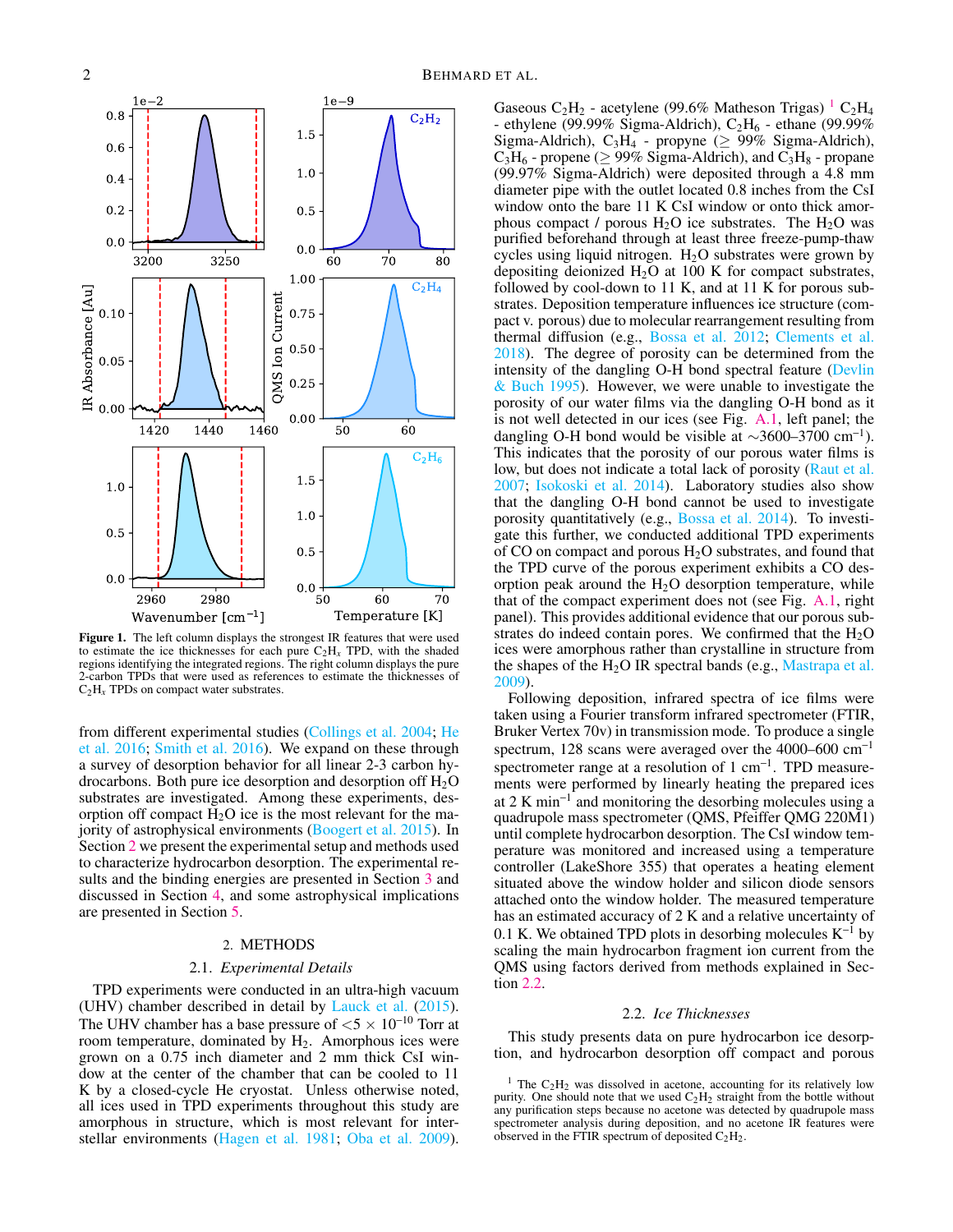Figure 1. The left column displays the strongest IR features that were used to estimate the ice thicknesses for each pure $C_2H_x$ TPD, with the shaded regions identifying the integrated regions. The right column displays the pure 2-carbon TPDs that were used as references to estimate the thicknesses of $C_2H_x$ TPDs on compact water substrates.

from different experimental studies (Collings et al. 2004; He et al. 2016; Smith et al. 2016). We expand on these through a survey of desorption behavior for all linear 2-3 carbon hydrocarbons. Both pure ice desorption and desorption off $H_2O$ substrates are investigated. Among these experiments, desorption off compact $H_2O$ ice is the most relevant for the majority of astrophysical environments (Boogert et al. 2015). In Section 2 we present the experimental setup and methods used to characterize hydrocarbon desorption. The experimental results and the binding energies are presented in Section 3 and discussed in Section 4, and some astrophysical implications are presented in Section 5.

## 2. METHODS

### 2.1. *Experimental Details*

TPD experiments were conducted in an ultra-high vacuum (UHV) chamber described in detail by Lauck et al. (2015). The UHV chamber has a base pressure of $<5 \times 10^{-10}$ Torr at room temperature, dominated by $H_2$. Amorphous ices were grown on a 0.75 inch diameter and 2 mm thick CsI window at the center of the chamber that can be cooled to 11 K by a closed-cycle He cryostat. Unless otherwise noted, all ices used in TPD experiments throughout this study are amorphous in structure, which is most relevant for interstellar environments (Hagen et al. 1981; Oba et al. 2009). Gaseous $C_2H_2$ - acetylene (99.6% Matheson Trigas) [1] $C_2H_4$ - ethylene (99.99% Sigma-Aldrich), $C_2H_6$ - ethane (99.99% Sigma-Aldrich), $C_3H_4$ - propyne ($\geq$ 99% Sigma-Aldrich), $C_3H_6$ - propene ($\geq$ 99% Sigma-Aldrich), and $C_3H_8$ - propane (99.97% Sigma-Aldrich) were deposited through a 4.8 mm diameter pipe with the outlet located 0.8 inches from the CsI window onto the bare 11 K CsI window or onto thick amorphous compact / porous $H_2O$ ice substrates. The $H_2O$ was purified beforehand through at least three freeze-pump-thaw cycles using liquid nitrogen. $H_2O$ substrates were grown by depositing deionized $H_2O$ at 100 K for compact substrates, followed by cool-down to 11 K, and at 11 K for porous substrates. Deposition temperature influences ice structure (compact v. porous) due to molecular rearrangement resulting from thermal diffusion (e.g., Bossa et al. 2012; Clements et al. 2018). The degree of porosity can be determined from the intensity of the dangling O-H bond spectral feature (Devlin & Buch 1995). However, we were unable to investigate the porosity of our water films via the dangling O-H bond as it is not well detected in our ices (see Fig. A.1, left panel; the dangling O-H bond would be visible at $\sim$3600–3700 $cm^{-1}$). This indicates that the porosity of our porous water films is low, but does not indicate a total lack of porosity (Raut et al. 2007; Isokoski et al. 2014). Laboratory studies also show that the dangling O-H bond cannot be used to investigate porosity quantitatively (e.g., Bossa et al. 2014). To investigate this further, we conducted additional TPD experiments of CO on compact and porous $H_2O$ substrates, and found that the TPD curve of the porous experiment exhibits a CO desorption peak around the $H_2O$ desorption temperature, while that of the compact experiment does not (see Fig. A.1, right panel). This provides additional evidence that our porous substrates do indeed contain pores. We confirmed that the $H_2O$ ices were amorphous rather than crystalline in structure from the shapes of the $H_2O$ IR spectral bands (e.g., Mastrapa et al. 2009).

Following deposition, infrared spectra of ice films were taken using a Fourier transform infrared spectrometer (FTIR, Bruker Vertex 70v) in transmission mode. To produce a single spectrum, 128 scans were averaged over the 4000–600 $cm^{-1}$ spectrometer range at a resolution of 1 $cm^{-1}$. TPD measurements were performed by linearly heating the prepared ices at 2 K $min^{-1}$ and monitoring the desorbing molecules using a quadrupole mass spectrometer (QMS, Pfeiffer QMG 220M1) until complete hydrocarbon desorption. The CsI window temperature was monitored and increased using a temperature controller (LakeShore 355) that operates a heating element situated above the window holder and silicon diode sensors attached onto the window holder. The measured temperature has an estimated accuracy of 2 K and a relative uncertainty of 0.1 K. We obtained TPD plots in desorbing molecules $K^{-1}$ by scaling the main hydrocarbon fragment ion current from the QMS using factors derived from methods explained in Section 2.2.

### 2.2. *Ice Thicknesses*

This study presents data on pure hydrocarbon ice desorption, and hydrocarbon desorption off compact and porous

[1] The $C_2H_2$ was dissolved in acetone, accounting for its relatively low purity. One should note that we used $C_2H_2$ straight from the bottle without any purification steps because no acetone was detected by quadrupole mass spectrometer analysis during deposition, and no acetone IR features were observed in the FTIR spectrum of deposited $C_2H_2$.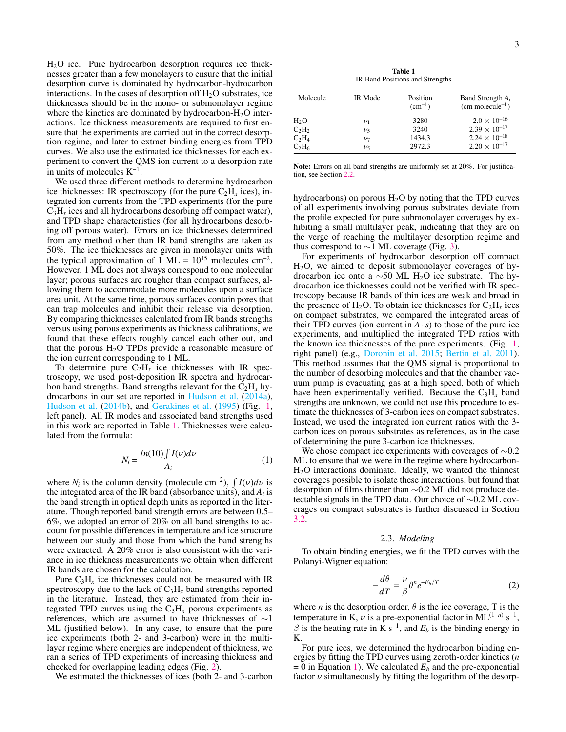$H_2O$ ice. Pure hydrocarbon desorption requires ice thicknesses greater than a few monolayers to ensure that the initial desorption curve is dominated by hydrocarbon-hydrocarbon interactions. In the cases of desorption off $H_2O$ substrates, ice thicknesses should be in the mono- or submonolayer regime where the kinetics are dominated by hydrocarbon-$H_2O$ interactions. Ice thickness measurements are required to first ensure that the experiments are carried out in the correct desorption regime, and later to extract binding energies from TPD curves. We also use the estimated ice thicknesses for each experiment to convert the QMS ion current to a desorption rate in units of molecules $K^{-1}$.

We used three different methods to determine hydrocarbon ice thicknesses: IR spectroscopy (for the pure $C_2H_x$ ices), integrated ion currents from the TPD experiments (for the pure $C_3H_x$ ices and all hydrocarbons desorbing off compact water), and TPD shape characteristics (for all hydrocarbons desorbing off porous water). Errors on ice thicknesses determined from any method other than IR band strengths are taken as 50%. The ice thicknesses are given in monolayer units with the typical approximation of 1 ML = $10^{15}$ molecules $cm^{-2}$. However, 1 ML does not always correspond to one molecular layer; porous surfaces are rougher than compact surfaces, allowing them to accommodate more molecules upon a surface area unit. At the same time, porous surfaces contain pores that can trap molecules and inhibit their release via desorption. By comparing thicknesses calculated from IR bands strengths versus using porous experiments as thickness calibrations, we found that these effects roughly cancel each other out, and that the porous $H_2O$ TPDs provide a reasonable measure of the ion current corresponding to 1 ML.

To determine pure $C_2H_x$ ice thicknesses with IR spectroscopy, we used post-deposition IR spectra and hydrocarbon band strengths. Band strengths relevant for the $C_2H_x$ hydrocarbons in our set are reported in Hudson et al. (2014a), Hudson et al. (2014b), and Gerakines et al. (1995) (Fig. 1, left panel). All IR modes and associated band strengths used in this work are reported in Table 1. Thicknesses were calculated from the formula:

$$N_i = \frac{ln(10)\int I(\nu)d\nu}{A_i} \tag{1}$$

where $N_i$ is the column density (molecule $cm^{-2}$), $\int I(\nu)d\nu$ is the integrated area of the IR band (absorbance units), and $A_i$ is the band strength in optical depth units as reported in the literature. Though reported band strength errors are between 0.5–6%, we adopted an error of 20% on all band strengths to account for possible differences in temperature and ice structure between our study and those from which the band strengths were extracted. A 20% error is also consistent with the variance in ice thickness measurements we obtain when different IR bands are chosen for the calculation.

Pure $C_3H_x$ ice thicknesses could not be measured with IR spectroscopy due to the lack of $C_3H_x$ band strengths reported in the literature. Instead, they are estimated from their integrated TPD curves using the $C_3H_x$ porous experiments as references, which are assumed to have thicknesses of ∼1 ML (justified below). In any case, to ensure that the pure ice experiments (both 2- and 3-carbon) were in the multilayer regime where energies are independent of thickness, we ran a series of TPD experiments of increasing thickness and checked for overlapping leading edges (Fig. 2).

We estimated the thicknesses of ices (both 2- and 3-carbon hydrocarbons) on porous $H_2O$ by noting that the TPD curves of all experiments involving porous substrates deviate from the profile expected for pure submonolayer coverages by exhibiting a small multilayer peak, indicating that they are on the verge of reaching the multilayer desorption regime and thus correspond to ∼1 ML coverage (Fig. 3).

For experiments of hydrocarbon desorption off compact $H_2O$, we aimed to deposit submonolayer coverages of hydrocarbon ice onto a ∼50 ML $H_2O$ ice substrate. The hydrocarbon ice thicknesses could not be verified with IR spectroscopy because IR bands of thin ices are weak and broad in the presence of $H_2O$. To obtain ice thicknesses for $C_2H_x$ ices on compact substrates, we compared the integrated areas of their TPD curves (ion current in $A \cdot s$) to those of the pure ice experiments, and multiplied the integrated TPD ratios with the known ice thicknesses of the pure experiments. (Fig. 1, right panel) (e.g., Doronin et al. 2015; Bertin et al. 2011). This method assumes that the QMS signal is proportional to the number of desorbing molecules and that the chamber vacuum pump is evacuating gas at a high speed, both of which have been experimentally verified. Because the $C_3H_x$ band strengths are unknown, we could not use this procedure to estimate the thicknesses of 3-carbon ices on compact substrates. Instead, we used the integrated ion current ratios with the 3-carbon ices on porous substrates as references, as in the case of determining the pure 3-carbon ice thicknesses.

We chose compact ice experiments with coverages of ∼0.2 ML to ensure that we were in the regime where hydrocarbon-$H_2O$ interactions dominate. Ideally, we wanted the thinnest coverages possible to isolate these interactions, but found that desorption of films thinner than ∼0.2 ML did not produce detectable signals in the TPD data. Our choice of ∼0.2 ML coverages on compact substrates is further discussed in Section 3.2.

**Table 1**
IR Band Positions and Strengths

| Molecule | IR Mode | Position ($cm^{-1}$) | Band Strength $A_i$ (cm $molecule^{-1}$) |
|---|---|---|---|
| $H_2O$ | $\nu_1$ | 3280 | $2.0 \times 10^{-16}$ |
| $C_2H_2$ | $\nu_5$ | 3240 | $2.39 \times 10^{-17}$ |
| $C_2H_4$ | $\nu_7$ | 1434.3 | $2.24 \times 10^{-18}$ |
| $C_2H_6$ | $\nu_5$ | 2972.3 | $2.20 \times 10^{-17}$ |

**Note:** Errors on all band strengths are uniformly set at 20%. For justification, see Section 2.2.

### 2.3. *Modeling*

To obtain binding energies, we fit the TPD curves with the Polanyi-Wigner equation:

$$-\frac{d\theta}{dT} = \frac{\nu}{\beta}\theta^n e^{-E_b/T} \tag{2}$$

where $n$ is the desorption order, $\theta$ is the ice coverage, T is the temperature in K, $\nu$ is a pre-exponential factor in $ML^{(1-n)}$ $s^{-1}$, $\beta$ is the heating rate in K $s^{-1}$, and $E_b$ is the binding energy in K.

For pure ices, we determined the hydrocarbon binding energies by fitting the TPD curves using zeroth-order kinetics ($n$ = 0 in Equation 1). We calculated $E_b$ and the pre-exponential factor $\nu$ simultaneously by fitting the logarithm of the desorp-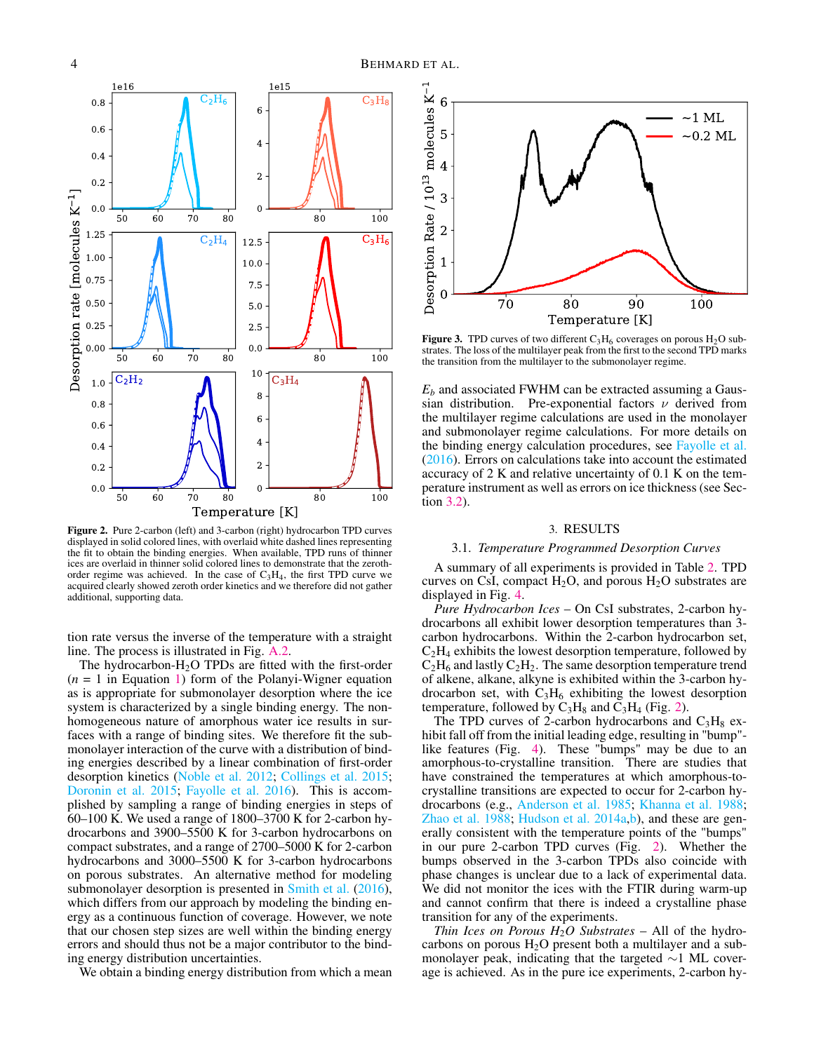**Figure 2.** Pure 2-carbon (left) and 3-carbon (right) hydrocarbon TPD curves displayed in solid colored lines, with overlaid white dashed lines representing the fit to obtain the binding energies. When available, TPD runs of thinner ices are overlaid in thinner solid colored lines to demonstrate that the zeroth-order regime was achieved. In the case of $C_3H_4$, the first TPD curve we acquired clearly showed zeroth order kinetics and we therefore did not gather additional, supporting data.

**Figure 3.** TPD curves of two different $C_3H_6$ coverages on porous $H_2O$ substrates. The loss of the multilayer peak from the first to the second TPD marks the transition from the multilayer to the submonolayer regime.

tion rate versus the inverse of the temperature with a straight line. The process is illustrated in Fig. A.2.

The hydrocarbon-$H_2O$ TPDs are fitted with the first-order ($n$ = 1 in Equation 1) form of the Polanyi-Wigner equation as is appropriate for submonolayer desorption where the ice system is characterized by a single binding energy. The non-homogeneous nature of amorphous water ice results in surfaces with a range of binding sites. We therefore fit the submonolayer interaction of the curve with a distribution of binding energies described by a linear combination of first-order desorption kinetics (Noble et al. 2012; Collings et al. 2015; Doronin et al. 2015; Fayolle et al. 2016). This is accomplished by sampling a range of binding energies in steps of 60–100 K. We used a range of 1800–3700 K for 2-carbon hydrocarbons and 3900–5500 K for 3-carbon hydrocarbons on compact substrates, and a range of 2700–5000 K for 2-carbon hydrocarbons and 3000–5500 K for 3-carbon hydrocarbons on porous substrates. An alternative method for modeling submonolayer desorption is presented in Smith et al. (2016), which differs from our approach by modeling the binding energy as a continuous function of coverage. However, we note that our chosen step sizes are well within the binding energy errors and should thus not be a major contributor to the binding energy distribution uncertainties.

We obtain a binding energy distribution from which a mean $E_b$ and associated FWHM can be extracted assuming a Gaussian distribution. Pre-exponential factors $\nu$ derived from the multilayer regime calculations are used in the monolayer and submonolayer regime calculations. For more details on the binding energy calculation procedures, see Fayolle et al. (2016). Errors on calculations take into account the estimated accuracy of 2 K and relative uncertainty of 0.1 K on the temperature instrument as well as errors on ice thickness (see Section 3.2).

## 3. RESULTS

### 3.1. *Temperature Programmed Desorption Curves*

A summary of all experiments is provided in Table 2. TPD curves on CsI, compact $H_2O$, and porous $H_2O$ substrates are displayed in Fig. 4.

*Pure Hydrocarbon Ices* – On CsI substrates, 2-carbon hydrocarbons all exhibit lower desorption temperatures than 3-carbon hydrocarbons. Within the 2-carbon hydrocarbon set, $C_2H_4$ exhibits the lowest desorption temperature, followed by $C_2H_6$ and lastly $C_2H_2$. The same desorption temperature trend of alkene, alkane, alkyne is exhibited within the 3-carbon hydrocarbon set, with $C_3H_6$ exhibiting the lowest desorption temperature, followed by $C_3H_8$ and $C_3H_4$ (Fig. 2).

The TPD curves of 2-carbon hydrocarbons and $C_3H_8$ exhibit fall off from the initial leading edge, resulting in "bump"-like features (Fig. 4). These "bumps" may be due to an amorphous-to-crystalline transition. There are studies that have constrained the temperatures at which amorphous-to-crystalline transitions are expected to occur for 2-carbon hydrocarbons (e.g., Anderson et al. 1985; Khanna et al. 1988; Zhao et al. 1988; Hudson et al. 2014a,b), and these are generally consistent with the temperature points of the "bumps" in our pure 2-carbon TPD curves (Fig. 2). Whether the bumps observed in the 3-carbon TPDs also coincide with phase changes is unclear due to a lack of experimental data. We did not monitor the ices with the FTIR during warm-up and cannot confirm that there is indeed a crystalline phase transition for any of the experiments.

*Thin Ices on Porous $H_2O$ Substrates* – All of the hydrocarbons on porous $H_2O$ present both a multilayer and a submonolayer peak, indicating that the targeted ∼1 ML coverage is achieved. As in the pure ice experiments, 2-carbon hy-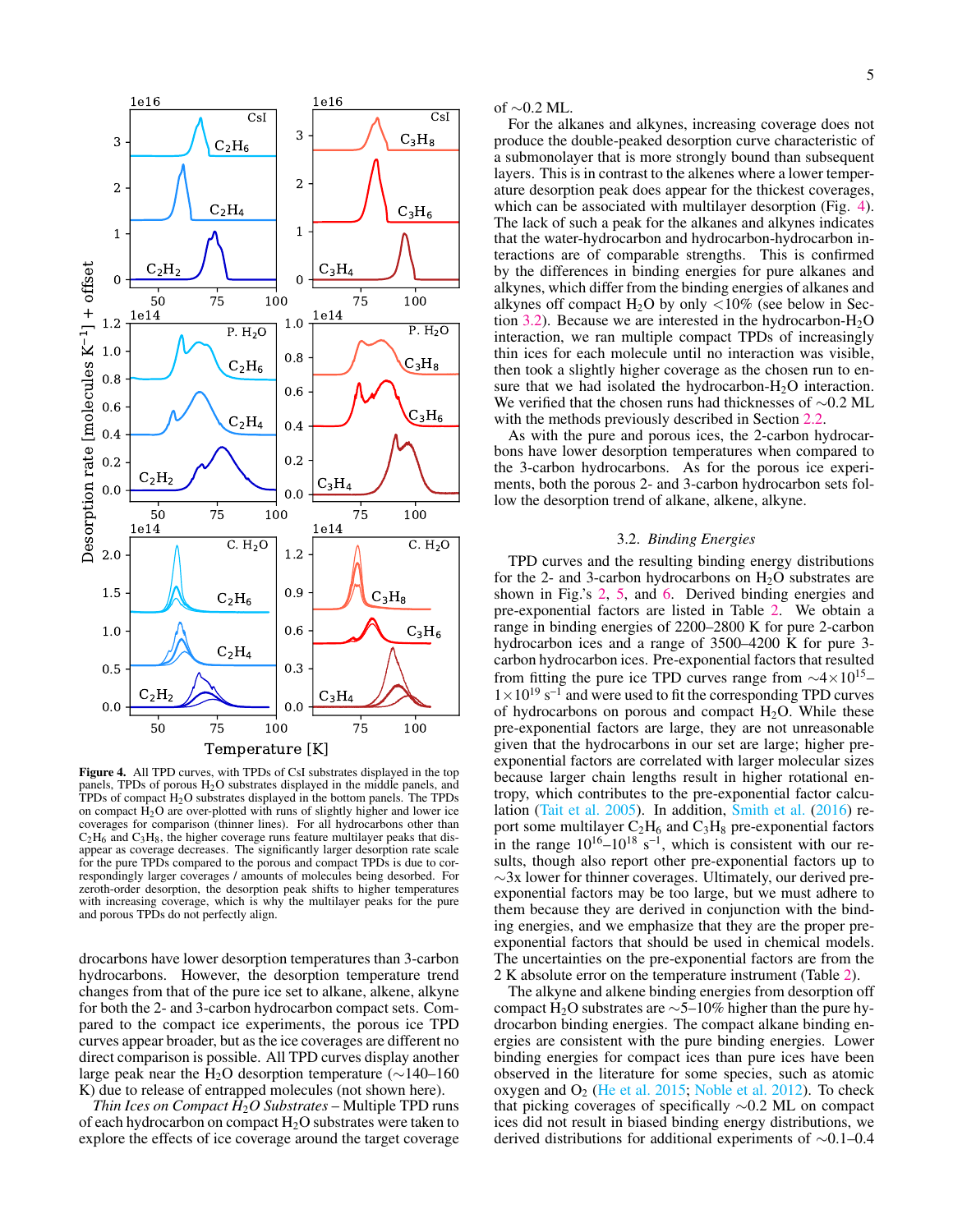Figure 4. All TPD curves, with TPDs of CsI substrates displayed in the top panels, TPDs of porous $H_2O$ substrates displayed in the middle panels, and TPDs of compact $H_2O$ substrates displayed in the bottom panels. The TPDs on compact $H_2O$ are over-plotted with runs of slightly higher and lower ice coverages for comparison (thinner lines). For all hydrocarbons other than $C_2H_6$ and $C_3H_8$, the higher coverage runs feature multilayer peaks that disappear as coverage decreases. The significantly larger desorption rate scale for the pure TPDs compared to the porous and compact TPDs is due to correspondingly larger coverages / amounts of molecules being desorbed. For zeroth-order desorption, the desorption peak shifts to higher temperatures with increasing coverage, which is why the multilayer peaks for the pure and porous TPDs do not perfectly align.

drocarbons have lower desorption temperatures than 3-carbon hydrocarbons. However, the desorption temperature trend changes from that of the pure ice set to alkane, alkene, alkyne for both the 2- and 3-carbon hydrocarbon compact sets. Compared to the compact ice experiments, the porous ice TPD curves appear broader, but as the ice coverages are different no direct comparison is possible. All TPD curves display another large peak near the $H_2O$ desorption temperature (~140–160 K) due to release of entrapped molecules (not shown here).

*Thin Ices on Compact $H_2O$ Substrates* – Multiple TPD runs of each hydrocarbon on compact $H_2O$ substrates were taken to explore the effects of ice coverage around the target coverage of ~0.2 ML.

For the alkanes and alkynes, increasing coverage does not produce the double-peaked desorption curve characteristic of a submonolayer that is more strongly bound than subsequent layers. This is in contrast to the alkenes where a lower temperature desorption peak does appear for the thickest coverages, which can be associated with multilayer desorption (Fig. 4). The lack of such a peak for the alkanes and alkynes indicates that the water-hydrocarbon and hydrocarbon-hydrocarbon interactions are of comparable strengths. This is confirmed by the differences in binding energies for pure alkanes and alkynes, which differ from the binding energies of alkanes and alkynes off compact $H_2O$ by only <10% (see below in Section 3.2). Because we are interested in the hydrocarbon-$H_2O$ interaction, we ran multiple compact TPDs of increasingly thin ices for each molecule until no interaction was visible, then took a slightly higher coverage as the chosen run to ensure that we had isolated the hydrocarbon-$H_2O$ interaction. We verified that the chosen runs had thicknesses of ~0.2 ML with the methods previously described in Section 2.2.

As with the pure and porous ices, the 2-carbon hydrocarbons have lower desorption temperatures when compared to the 3-carbon hydrocarbons. As for the porous ice experiments, both the porous 2- and 3-carbon hydrocarbon sets follow the desorption trend of alkane, alkene, alkyne.

### 3.2. *Binding Energies*

TPD curves and the resulting binding energy distributions for the 2- and 3-carbon hydrocarbons on $H_2O$ substrates are shown in Fig.'s 2, 5, and 6. Derived binding energies and pre-exponential factors are listed in Table 2. We obtain a range in binding energies of 2200–2800 K for pure 2-carbon hydrocarbon ices and a range of 3500–4200 K for pure 3-carbon hydrocarbon ices. Pre-exponential factors that resulted from fitting the pure ice TPD curves range from ~$4\times10^{15}$–$1\times10^{19}$ $s^{-1}$ and were used to fit the corresponding TPD curves of hydrocarbons on porous and compact $H_2O$. While these pre-exponential factors are large, they are not unreasonable given that the hydrocarbons in our set are large; higher pre-exponential factors are correlated with larger molecular sizes because larger chain lengths result in higher rotational entropy, which contributes to the pre-exponential factor calculation (Tait et al. 2005). In addition, Smith et al. (2016) report some multilayer $C_2H_6$ and $C_3H_8$ pre-exponential factors in the range $10^{16}$–$10^{18}$ $s^{-1}$, which is consistent with our results, though also report other pre-exponential factors up to ~3x lower for thinner coverages. Ultimately, our derived pre-exponential factors may be too large, but we must adhere to them because they are derived in conjunction with the binding energies, and we emphasize that they are the proper pre-exponential factors that should be used in chemical models. The uncertainties on the pre-exponential factors are from the 2 K absolute error on the temperature instrument (Table 2).

The alkyne and alkene binding energies from desorption off compact $H_2O$ substrates are ~5–10% higher than the pure hydrocarbon binding energies. The compact alkane binding energies are consistent with the pure binding energies. Lower binding energies for compact ices than pure ices have been observed in the literature for some species, such as atomic oxygen and $O_2$ (He et al. 2015; Noble et al. 2012). To check that picking coverages of specifically ~0.2 ML on compact ices did not result in biased binding energy distributions, we derived distributions for additional experiments of ~0.1–0.4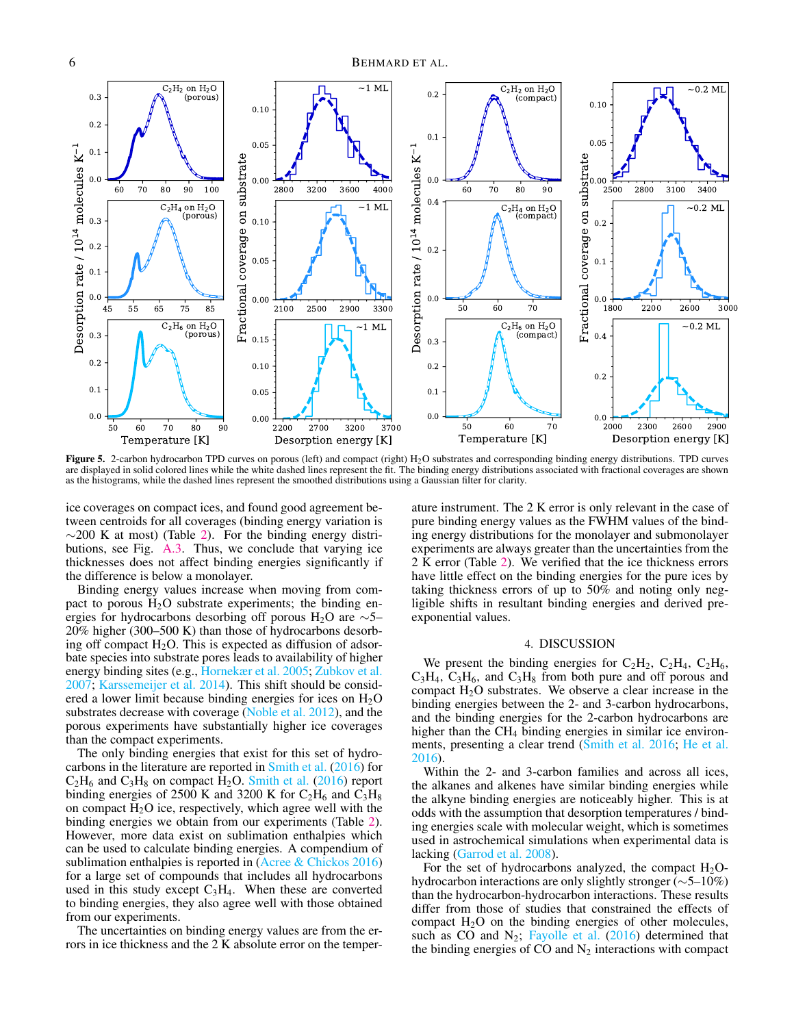**Figure 5.** 2-carbon hydrocarbon TPD curves on porous (left) and compact (right) $H_2O$ substrates and corresponding binding energy distributions. TPD curves are displayed in solid colored lines while the white dashed lines represent the fit. The binding energy distributions associated with fractional coverages are shown as the histograms, while the dashed lines represent the smoothed distributions using a Gaussian filter for clarity.

ice coverages on compact ices, and found good agreement between centroids for all coverages (binding energy variation is ∼200 K at most) (Table 2). For the binding energy distributions, see Fig. A.3. Thus, we conclude that varying ice thicknesses does not affect binding energies significantly if the difference is below a monolayer.

Binding energy values increase when moving from compact to porous $H_2O$ substrate experiments; the binding energies for hydrocarbons desorbing off porous $H_2O$ are ∼5–20% higher (300–500 K) than those of hydrocarbons desorbing off compact $H_2O$. This is expected as diffusion of adsorbate species into substrate pores leads to availability of higher energy binding sites (e.g., Hornekær et al. 2005; Zubkov et al. 2007; Karssemeijer et al. 2014). This shift should be considered a lower limit because binding energies for ices on $H_2O$ substrates decrease with coverage (Noble et al. 2012), and the porous experiments have substantially higher ice coverages than the compact experiments.

The only binding energies that exist for this set of hydrocarbons in the literature are reported in Smith et al. (2016) for $C_2H_6$ and $C_3H_8$ on compact $H_2O$. Smith et al. (2016) report binding energies of 2500 K and 3200 K for $C_2H_6$ and $C_3H_8$ on compact $H_2O$ ice, respectively, which agree well with the binding energies we obtain from our experiments (Table 2). However, more data exist on sublimation enthalpies which can be used to calculate binding energies. A compendium of sublimation enthalpies is reported in (Acree & Chickos 2016) for a large set of compounds that includes all hydrocarbons used in this study except $C_3H_4$. When these are converted to binding energies, they also agree well with those obtained from our experiments.

The uncertainties on binding energy values are from the errors in ice thickness and the 2 K absolute error on the temperature instrument. The 2 K error is only relevant in the case of pure binding energy values as the FWHM values of the binding energy distributions for the monolayer and submonolayer experiments are always greater than the uncertainties from the 2 K error (Table 2). We verified that the ice thickness errors have little effect on the binding energies for the pure ices by taking thickness errors of up to 50% and noting only negligible shifts in resultant binding energies and derived pre-exponential values.

## 4. DISCUSSION

We present the binding energies for $C_2H_2$, $C_2H_4$, $C_2H_6$, $C_3H_4$, $C_3H_6$, and $C_3H_8$ from both pure and off porous and compact $H_2O$ substrates. We observe a clear increase in the binding energies between the 2- and 3-carbon hydrocarbons, and the binding energies for the 2-carbon hydrocarbons are higher than the $CH_4$ binding energies in similar ice environments, presenting a clear trend (Smith et al. 2016; He et al. 2016).

Within the 2- and 3-carbon families and across all ices, the alkanes and alkenes have similar binding energies while the alkyne binding energies are noticeably higher. This is at odds with the assumption that desorption temperatures / binding energies scale with molecular weight, which is sometimes used in astrochemical simulations when experimental data is lacking (Garrod et al. 2008).

For the set of hydrocarbons analyzed, the compact $H_2O$-hydrocarbon interactions are only slightly stronger (∼5–10%) than the hydrocarbon-hydrocarbon interactions. These results differ from those of studies that constrained the effects of compact $H_2O$ on the binding energies of other molecules, such as CO and $N_2$; Fayolle et al. (2016) determined that the binding energies of CO and $N_2$ interactions with compact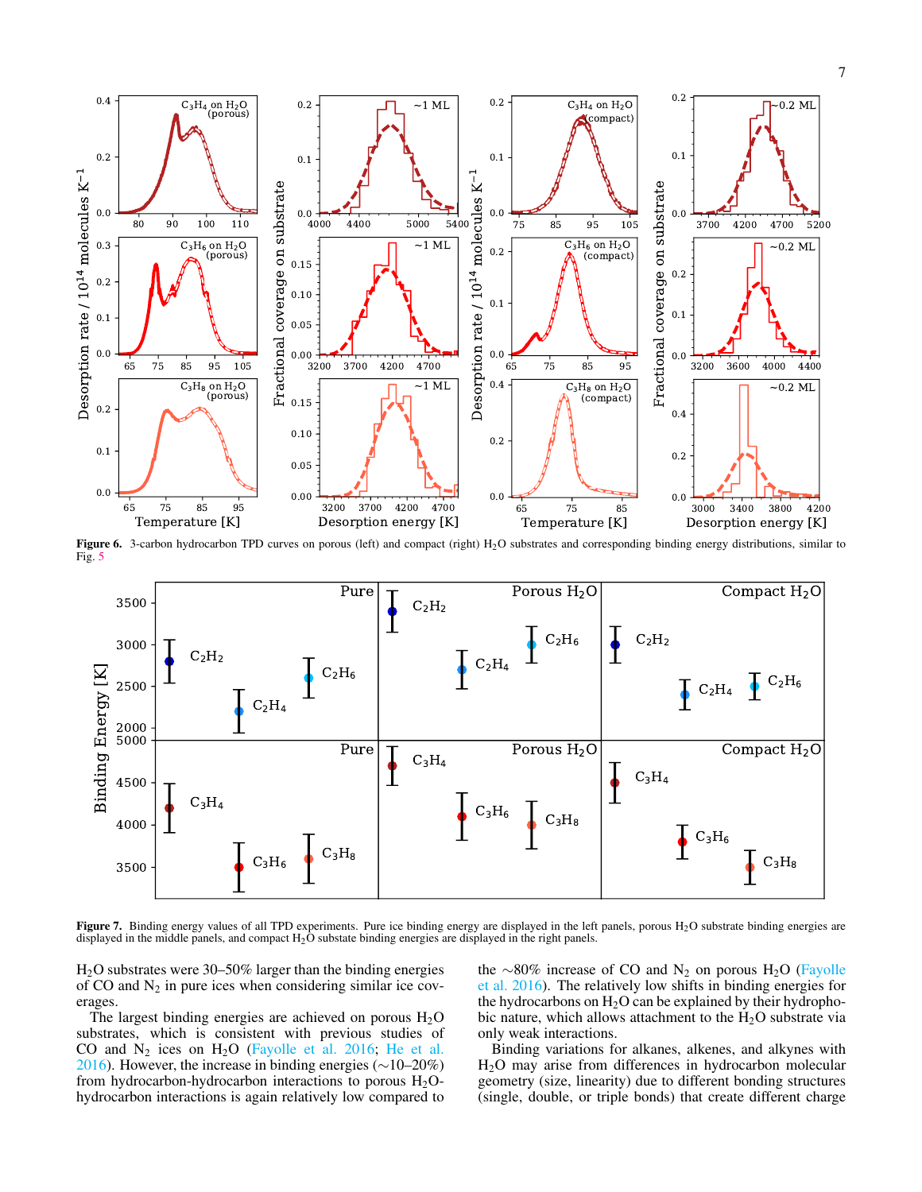**Figure 6.** 3-carbon hydrocarbon TPD curves on porous (left) and compact (right) $H_2O$ substrates and corresponding binding energy distributions, similar to Fig. 5

**Figure 7.** Binding energy values of all TPD experiments. Pure ice binding energy are displayed in the left panels, porous $H_2O$ substrate binding energies are displayed in the middle panels, and compact $H_2O$ substate binding energies are displayed in the right panels.

$H_2O$ substrates were 30–50% larger than the binding energies of CO and $N_2$ in pure ices when considering similar ice coverages.

The largest binding energies are achieved on porous $H_2O$ substrates, which is consistent with previous studies of CO and $N_2$ ices on $H_2O$ (Fayolle et al. 2016; He et al. 2016). However, the increase in binding energies (∼10–20%) from hydrocarbon-hydrocarbon interactions to porous $H_2O$-hydrocarbon interactions is again relatively low compared to the ∼80% increase of CO and $N_2$ on porous $H_2O$ (Fayolle et al. 2016). The relatively low shifts in binding energies for the hydrocarbons on $H_2O$ can be explained by their hydrophobic nature, which allows attachment to the $H_2O$ substrate via only weak interactions.

Binding variations for alkanes, alkenes, and alkynes with $H_2O$ may arise from differences in hydrocarbon molecular geometry (size, linearity) due to different bonding structures (single, double, or triple bonds) that create different charge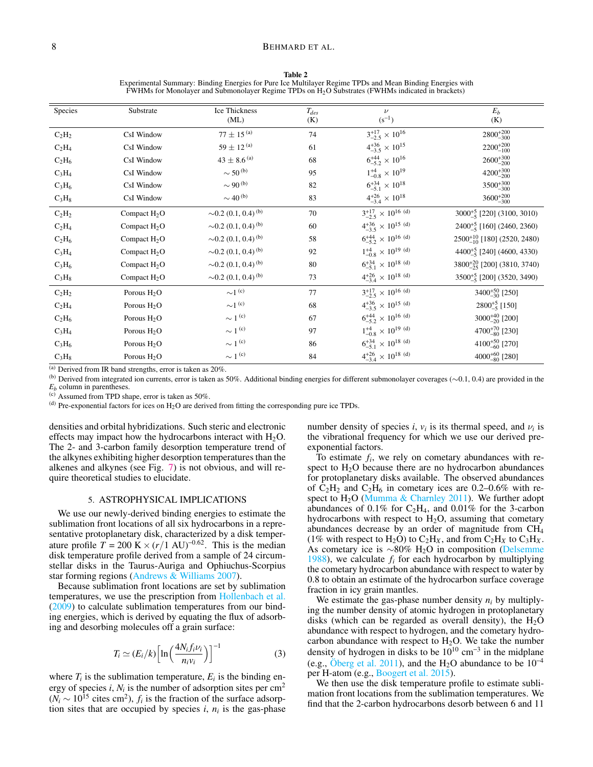**Table 2**
Experimental Summary: Binding Energies for Pure Ice Multilayer Regime TPDs and Mean Binding Energies with FWHMs for Monolayer and Submonolayer Regime TPDs on $H_2O$ Substrates (FWHMs indicated in brackets)

| Species | Substrate | Ice Thickness (ML) | $T_{des}$ (K) | $\nu$ ($s^{-1}$) | $E_b$ (K) |
|---|---|---|---|---|---|
| $C_2H_2$ | CsI Window | $77 \pm 15$ [(a)] | 74 | $3^{+17}_{-2.5} \times 10^{16}$ | $2800^{+200}_{-300}$ |
| $C_2H_4$ | CsI Window | $59 \pm 12$ [(a)] | 61 | $4^{+36}_{-3.5} \times 10^{15}$ | $2200^{+200}_{-100}$ |
| $C_2H_6$ | CsI Window | $43 \pm 8.6$ [(a)] | 68 | $6^{+44}_{-5.2} \times 10^{16}$ | $2600^{+300}_{-200}$ |
| $C_3H_4$ | CsI Window | $\sim 50$ [(b)] | 95 | $1^{+4}_{-0.8} \times 10^{19}$ | $4200^{+300}_{-200}$ |
| $C_3H_6$ | CsI Window | $\sim 90$ [(b)] | 82 | $6^{+34}_{-5.1} \times 10^{18}$ | $3500^{+300}_{-300}$ |
| $C_3H_8$ | CsI Window | $\sim 40$ [(b)] | 83 | $4^{+26}_{-3.4} \times 10^{18}$ | $3600^{+200}_{-300}$ |
| $C_2H_2$ | Compact $H_2O$ | $\sim$0.2 (0.1, 0.4) [(b)] | 70 | $3^{+17}_{-2.5} \times 10^{16}$ [(d)] | $3000^{+5}_{-5}$ [220] (3100, 3010) |
| $C_2H_4$ | Compact $H_2O$ | $\sim$0.2 (0.1, 0.4) [(b)] | 60 | $4^{+36}_{-3.5} \times 10^{15}$ [(d)] | $2400^{+5}_{-5}$ [160] (2460, 2360) |
| $C_2H_6$ | Compact $H_2O$ | $\sim$0.2 (0.1, 0.4) [(b)] | 58 | $6^{+44}_{-5.2} \times 10^{16}$ [(d)] | $2500^{+10}_{-10}$ [180] (2520, 2480) |
| $C_3H_4$ | Compact $H_2O$ | $\sim$0.2 (0.1, 0.4) [(b)] | 92 | $1^{+4}_{-0.8} \times 10^{19}$ [(d)] | $4400^{+5}_{-5}$ [240] (4600, 4330) |
| $C_3H_6$ | Compact $H_2O$ | $\sim$0.2 (0.1, 0.4) [(b)] | 80 | $6^{+34}_{-5.1} \times 10^{18}$ [(d)] | $3800^{+20}_{-25}$ [200] (3810, 3740) |
| $C_3H_8$ | Compact $H_2O$ | $\sim$0.2 (0.1, 0.4) [(b)] | 73 | $4^{+26}_{-3.4} \times 10^{18}$ [(d)] | $3500^{+5}_{-5}$ [200] (3520, 3490) |
| $C_2H_2$ | Porous $H_2O$ | $\sim$1 [(c)] | 77 | $3^{+17}_{-2.5} \times 10^{16}$ [(d)] | $3400^{+50}_{-30}$ [250] |
| $C_2H_4$ | Porous $H_2O$ | $\sim$1 [(c)] | 68 | $4^{+36}_{-3.5} \times 10^{15}$ [(d)] | $2800^{+5}_{-5}$ [150] |
| $C_2H_6$ | Porous $H_2O$ | $\sim$ 1 [(c)] | 67 | $6^{+44}_{-5.2} \times 10^{16}$ [(d)] | $3000^{+40}_{-20}$ [200] |
| $C_3H_4$ | Porous $H_2O$ | $\sim$ 1 [(c)] | 97 | $1^{+4}_{-0.8} \times 10^{19}$ [(d)] | $4700^{+70}_{-80}$ [230] |
| $C_3H_6$ | Porous $H_2O$ | $\sim$ 1 [(c)] | 86 | $6^{+34}_{-5.1} \times 10^{18}$ [(d)] | $4100^{+50}_{-60}$ [270] |
| $C_3H_8$ | Porous $H_2O$ | $\sim$ 1 [(c)] | 84 | $4^{+26}_{-3.4} \times 10^{18}$ [(d)] | $4000^{+60}_{-80}$ [280] |

[(a)] Derived from IR band strengths, error is taken as 20%.
[(b)] Derived from integrated ion currents, error is taken as 50%. Additional binding energies for different submonolayer coverages ($\sim$0.1, 0.4) are provided in the $E_b$ column in parentheses.
[(c)] Assumed from TPD shape, error is taken as 50%.
[(d)] Pre-exponential factors for ices on $H_2O$ are derived from fitting the corresponding pure ice TPDs.

densities and orbital hybridizations. Such steric and electronic effects may impact how the hydrocarbons interact with $H_2O$. The 2- and 3-carbon family desorption temperature trend of the alkynes exhibiting higher desorption temperatures than the alkenes and alkynes (see Fig. 7) is not obvious, and will require theoretical studies to elucidate.

## 5. ASTROPHYSICAL IMPLICATIONS

We use our newly-derived binding energies to estimate the sublimation front locations of all six hydrocarbons in a representative protoplanetary disk, characterized by a disk temperature profile $T = 200\ \text{K} \times (r/1\ \text{AU})^{-0.62}$. This is the median disk temperature profile derived from a sample of 24 circumstellar disks in the Taurus-Auriga and Ophiuchus-Scorpius star forming regions (Andrews & Williams 2007).

Because sublimation front locations are set by sublimation temperatures, we use the prescription from Hollenbach et al. (2009) to calculate sublimation temperatures from our binding energies, which is derived by equating the flux of adsorbing and desorbing molecules off a grain surface:

$$T_i \simeq (E_i/k)\left[\ln\left(\frac{4N_i f_i \nu_i}{n_i v_i}\right)\right]^{-1} \qquad (3)$$

where $T_i$ is the sublimation temperature, $E_i$ is the binding energy of species $i$, $N_i$ is the number of adsorption sites per cm$^2$ ($N_i \sim 10^{15}$ cites cm$^2$), $f_i$ is the fraction of the surface adsorption sites that are occupied by species $i$, $n_i$ is the gas-phase number density of species $i$, $v_i$ is its thermal speed, and $\nu_i$ is the vibrational frequency for which we use our derived pre-exponential factors.

To estimate $f_i$, we rely on cometary abundances with respect to $H_2O$ because there are no hydrocarbon abundances for protoplanetary disks available. The observed abundances of $C_2H_2$ and $C_2H_6$ in cometary ices are 0.2–0.6% with respect to $H_2O$ (Mumma & Charnley 2011). We further adopt abundances of 0.1% for $C_2H_4$, and 0.01% for the 3-carbon hydrocarbons with respect to $H_2O$, assuming that cometary abundances decrease by an order of magnitude from $CH_4$ (1% with respect to $H_2O$) to $C_2H_X$, and from $C_2H_X$ to $C_3H_X$. As cometary ice is $\sim$80% $H_2O$ in composition (Delsemme 1988), we calculate $f_i$ for each hydrocarbon by multiplying the cometary hydrocarbon abundance with respect to water by 0.8 to obtain an estimate of the hydrocarbon surface coverage fraction in icy grain mantles.

We estimate the gas-phase number density $n_i$ by multiplying the number density of atomic hydrogen in protoplanetary disks (which can be regarded as overall density), the $H_2O$ abundance with respect to hydrogen, and the cometary hydrocarbon abundance with respect to $H_2O$. We take the number density of hydrogen in disks to be $10^{10}$ cm$^{-3}$ in the midplane (e.g., Öberg et al. 2011), and the $H_2O$ abundance to be $10^{-4}$ per H-atom (e.g., Boogert et al. 2015).

We then use the disk temperature profile to estimate sublimation front locations from the sublimation temperatures. We find that the 2-carbon hydrocarbons desorb between 6 and 11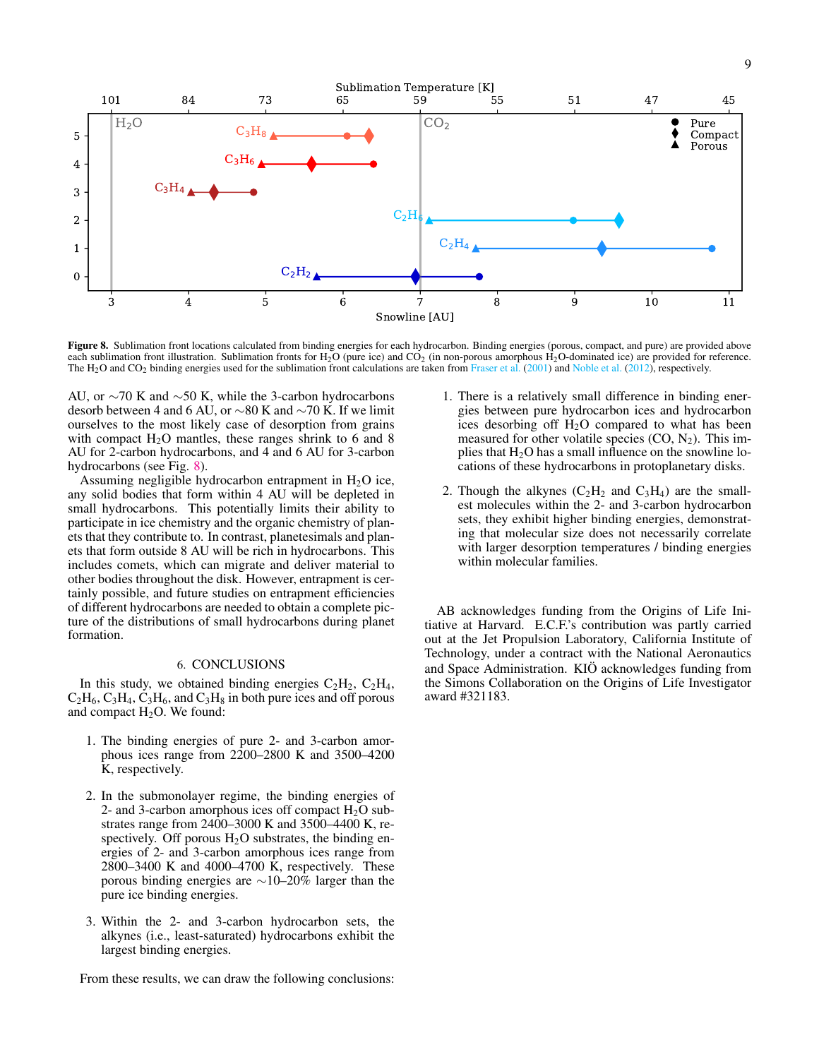**Figure 8.** Sublimation front locations calculated from binding energies for each hydrocarbon. Binding energies (porous, compact, and pure) are provided above each sublimation front illustration. Sublimation fronts for $H_2O$ (pure ice) and $CO_2$ (in non-porous amorphous $H_2O$-dominated ice) are provided for reference. The $H_2O$ and $CO_2$ binding energies used for the sublimation front calculations are taken from Fraser et al. (2001) and Noble et al. (2012), respectively.

AU, or ~70 K and ~50 K, while the 3-carbon hydrocarbons desorb between 4 and 6 AU, or ~80 K and ~70 K. If we limit ourselves to the most likely case of desorption from grains with compact $H_2O$ mantles, these ranges shrink to 6 and 8 AU for 2-carbon hydrocarbons, and 4 and 6 AU for 3-carbon hydrocarbons (see Fig. 8).

Assuming negligible hydrocarbon entrapment in $H_2O$ ice, any solid bodies that form within 4 AU will be depleted in small hydrocarbons. This potentially limits their ability to participate in ice chemistry and the organic chemistry of planets that they contribute to. In contrast, planetesimals and planets that form outside 8 AU will be rich in hydrocarbons. This includes comets, which can migrate and deliver material to other bodies throughout the disk. However, entrapment is certainly possible, and future studies on entrapment efficiencies of different hydrocarbons are needed to obtain a complete picture of the distributions of small hydrocarbons during planet formation.

## 6. CONCLUSIONS

In this study, we obtained binding energies $C_2H_2$, $C_2H_4$, $C_2H_6$, $C_3H_4$, $C_3H_6$, and $C_3H_8$ in both pure ices and off porous and compact $H_2O$. We found:

1. The binding energies of pure 2- and 3-carbon amorphous ices range from 2200–2800 K and 3500–4200 K, respectively.

2. In the submonolayer regime, the binding energies of 2- and 3-carbon amorphous ices off compact $H_2O$ substrates range from 2400–3000 K and 3500–4400 K, respectively. Off porous $H_2O$ substrates, the binding energies of 2- and 3-carbon amorphous ices range from 2800–3400 K and 4000–4700 K, respectively. These porous binding energies are ~10–20% larger than the pure ice binding energies.

3. Within the 2- and 3-carbon hydrocarbon sets, the alkynes (i.e., least-saturated) hydrocarbons exhibit the largest binding energies.

From these results, we can draw the following conclusions:

1. There is a relatively small difference in binding energies between pure hydrocarbon ices and hydrocarbon ices desorbing off $H_2O$ compared to what has been measured for other volatile species (CO, $N_2$). This implies that $H_2O$ has a small influence on the snowline locations of these hydrocarbons in protoplanetary disks.

2. Though the alkynes ($C_2H_2$ and $C_3H_4$) are the smallest molecules within the 2- and 3-carbon hydrocarbon sets, they exhibit higher binding energies, demonstrating that molecular size does not necessarily correlate with larger desorption temperatures / binding energies within molecular families.

AB acknowledges funding from the Origins of Life Initiative at Harvard. E.C.F.'s contribution was partly carried out at the Jet Propulsion Laboratory, California Institute of Technology, under a contract with the National Aeronautics and Space Administration. KIÖ acknowledges funding from the Simons Collaboration on the Origins of Life Investigator award #321183.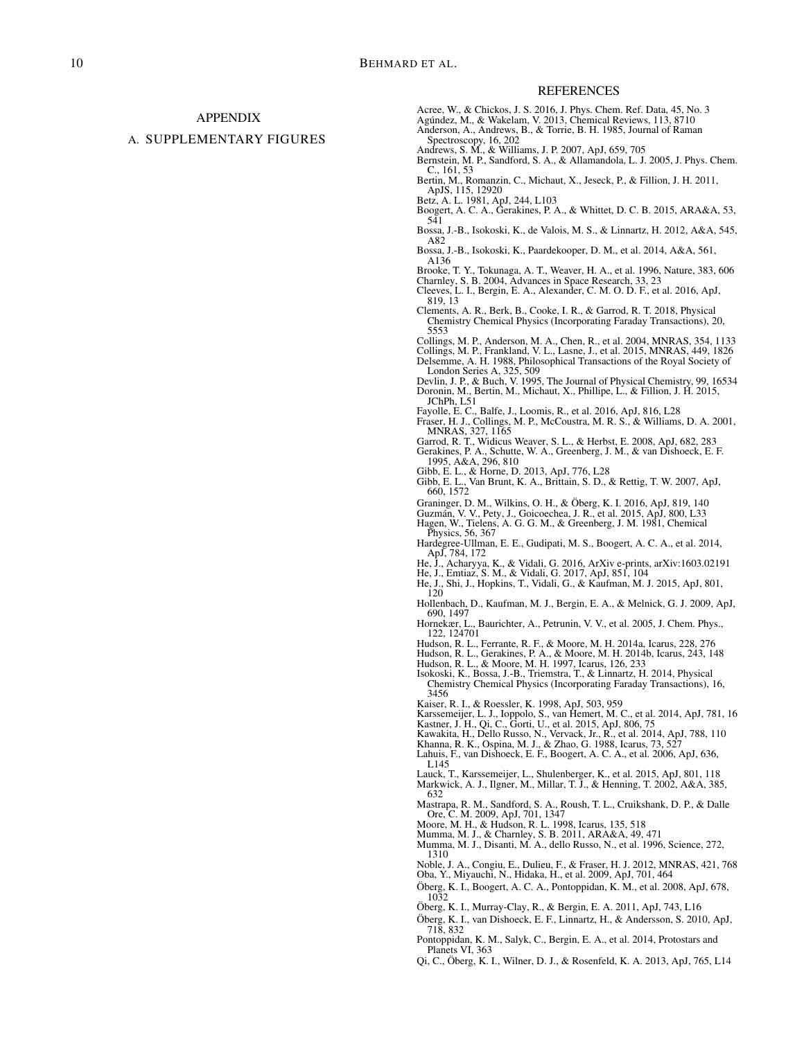# APPENDIX

## A. SUPPLEMENTARY FIGURES

# REFERENCES

Acree, W., & Chickos, J. S. 2016, J. Phys. Chem. Ref. Data, 45, No. 3
Agúndez, M., & Wakelam, V. 2013, Chemical Reviews, 113, 8710
Anderson, A., Andrews, B., & Torrie, B. H. 1985, Journal of Raman Spectroscopy, 16, 202
Andrews, S. M., & Williams, J. P. 2007, ApJ, 659, 705
Bernstein, M. P., Sandford, S. A., & Allamandola, L. J. 2005, J. Phys. Chem. C., 161, 53
Bertin, M., Romanzin, C., Michaut, X., Jeseck, P., & Fillion, J. H. 2011, ApJS, 115, 12920
Betz, A. L. 1981, ApJ, 244, L103
Boogert, A. C. A., Gerakines, P. A., & Whittet, D. C. B. 2015, ARA&A, 53, 541
Bossa, J.-B., Isokoski, K., de Valois, M. S., & Linnartz, H. 2012, A&A, 545, A82
Bossa, J.-B., Isokoski, K., Paardekooper, D. M., et al. 2014, A&A, 561, A136
Brooke, T. Y., Tokunaga, A. T., Weaver, H. A., et al. 1996, Nature, 383, 606
Charnley, S. B. 2004, Advances in Space Research, 33, 23
Cleeves, L. I., Bergin, E. A., Alexander, C. M. O. D. F., et al. 2016, ApJ, 819, 13
Clements, A. R., Berk, B., Cooke, I. R., & Garrod, R. T. 2018, Physical Chemistry Chemical Physics (Incorporating Faraday Transactions), 20, 5553
Collings, M. P., Anderson, M. A., Chen, R., et al. 2004, MNRAS, 354, 1133
Collings, M. P., Frankland, V. L., Lasne, J., et al. 2015, MNRAS, 449, 1826
Delsemme, A. H. 1988, Philosophical Transactions of the Royal Society of London Series A, 325, 509
Devlin, J. P., & Buch, V. 1995, The Journal of Physical Chemistry, 99, 16534
Doronin, M., Bertin, M., Michaut, X., Phillipe, L., & Fillion, J. H. 2015, JChPh, L51
Fayolle, E. C., Balfe, J., Loomis, R., et al. 2016, ApJ, 816, L28
Fraser, H. J., Collings, M. P., McCoustra, M. R. S., & Williams, D. A. 2001, MNRAS, 327, 1165
Garrod, R. T., Widicus Weaver, S. L., & Herbst, E. 2008, ApJ, 682, 283
Gerakines, P. A., Schutte, W. A., Greenberg, J. M., & van Dishoeck, E. F. 1995, A&A, 296, 810
Gibb, E. L., & Horne, D. 2013, ApJ, 776, L28
Gibb, E. L., Van Brunt, K. A., Brittain, S. D., & Rettig, T. W. 2007, ApJ, 660, 1572
Graninger, D. M., Wilkins, O. H., & Öberg, K. I. 2016, ApJ, 819, 140
Guzmán, V. V., Pety, J., Goicoechea, J. R., et al. 2015, ApJ, 800, L33
Hagen, W., Tielens, A. G. G. M., & Greenberg, J. M. 1981, Chemical Physics, 56, 367
Hardegree-Ullman, E. E., Gudipati, M. S., Boogert, A. C. A., et al. 2014, ApJ, 784, 172
He, J., Acharyya, K., & Vidali, G. 2016, ArXiv e-prints, arXiv:1603.02191
He, J., Emtiaz, S. M., & Vidali, G. 2017, ApJ, 851, 104
He, J., Shi, J., Hopkins, T., Vidali, G., & Kaufman, M. J. 2015, ApJ, 801, 120
Hollenbach, D., Kaufman, M. J., Bergin, E. A., & Melnick, G. J. 2009, ApJ, 690, 1497
Hornekær, L., Baurichter, A., Petrunin, V. V., et al. 2005, J. Chem. Phys., 122, 124701
Hudson, R. L., Ferrante, R. F., & Moore, M. H. 2014a, Icarus, 228, 276
Hudson, R. L., Gerakines, P. A., & Moore, M. H. 2014b, Icarus, 243, 148
Hudson, R. L., & Moore, M. H. 1997, Icarus, 126, 233
Isokoski, K., Bossa, J.-B., Triemstra, T., & Linnartz, H. 2014, Physical Chemistry Chemical Physics (Incorporating Faraday Transactions), 16, 3456
Kaiser, R. I., & Roessler, K. 1998, ApJ, 503, 959
Karssemeijer, L. J., Ioppolo, S., van Hemert, M. C., et al. 2014, ApJ, 781, 16
Kastner, J. H., Qi, C., Gorti, U., et al. 2015, ApJ, 806, 75
Kawakita, H., Dello Russo, N., Vervack, Jr., R., et al. 2014, ApJ, 788, 110
Khanna, R. K., Ospina, M. J., & Zhao, G. 1988, Icarus, 73, 527
Lahuis, F., van Dishoeck, E. F., Boogert, A. C. A., et al. 2006, ApJ, 636, L145
Lauck, T., Karssemeijer, L., Shulenberger, K., et al. 2015, ApJ, 801, 118
Markwick, A. J., Ilgner, M., Millar, T. J., & Henning, T. 2002, A&A, 385, 632
Mastrapa, R. M., Sandford, S. A., Roush, T. L., Cruikshank, D. P., & Dalle Ore, C. M. 2009, ApJ, 701, 1347
Moore, M. H., & Hudson, R. L. 1998, Icarus, 135, 518
Mumma, M. J., & Charnley, S. B. 2011, ARA&A, 49, 471
Mumma, M. J., Disanti, M. A., dello Russo, N., et al. 1996, Science, 272, 1310
Noble, J. A., Congiu, E., Dulieu, F., & Fraser, H. J. 2012, MNRAS, 421, 768
Oba, Y., Miyauchi, N., Hidaka, H., et al. 2009, ApJ, 701, 464
Öberg, K. I., Boogert, A. C. A., Pontoppidan, K. M., et al. 2008, ApJ, 678, 1032
Öberg, K. I., Murray-Clay, R., & Bergin, E. A. 2011, ApJ, 743, L16
Öberg, K. I., van Dishoeck, E. F., Linnartz, H., & Andersson, S. 2010, ApJ, 718, 832
Pontoppidan, K. M., Salyk, C., Bergin, E. A., et al. 2014, Protostars and Planets VI, 363
Qi, C., Öberg, K. I., Wilner, D. J., & Rosenfeld, K. A. 2013, ApJ, 765, L14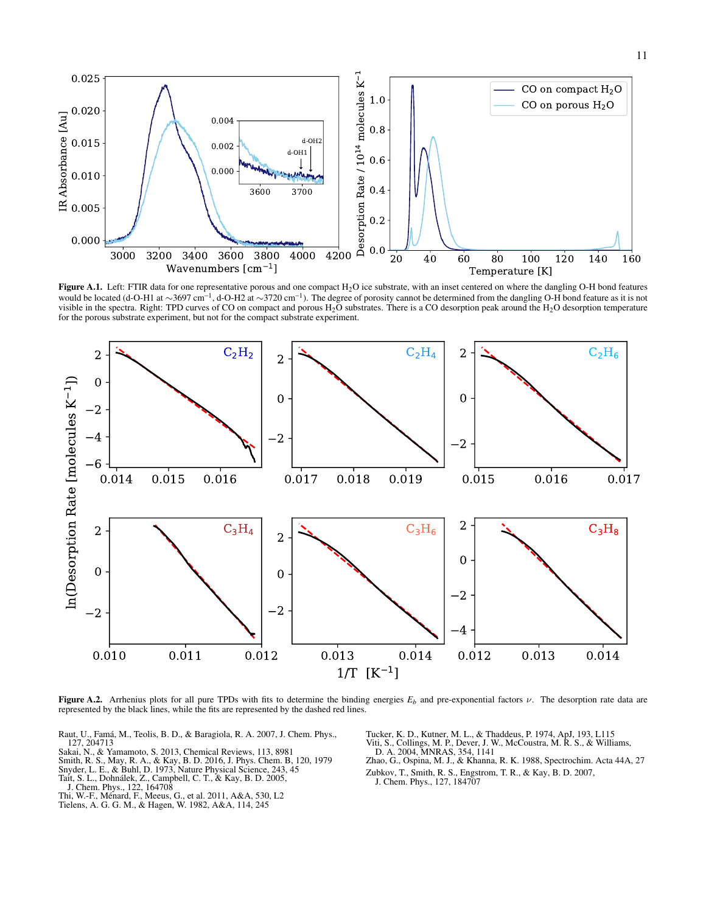**Figure A.1.** Left: FTIR data for one representative porous and one compact $H_2O$ ice substrate, with an inset centered on where the dangling O-H bond features would be located (d-O-H1 at $\sim$3697 cm$^{-1}$, d-O-H2 at $\sim$3720 cm$^{-1}$). The degree of porosity cannot be determined from the dangling O-H bond feature as it is not visible in the spectra. Right: TPD curves of CO on compact and porous $H_2O$ substrates. There is a CO desorption peak around the $H_2O$ desorption temperature for the porous substrate experiment, but not for the compact substrate experiment.

**Figure A.2.** Arrhenius plots for all pure TPDs with fits to determine the binding energies $E_b$ and pre-exponential factors $\nu$. The desorption rate data are represented by the black lines, while the fits are represented by the dashed red lines.

Raut, U., Famá, M., Teolis, B. D., & Baragiola, R. A. 2007, J. Chem. Phys., 127, 204713
Sakai, N., & Yamamoto, S. 2013, Chemical Reviews, 113, 8981
Smith, R. S., May, R. A., & Kay, B. D. 2016, J. Phys. Chem. B, 120, 1979
Snyder, L. E., & Buhl, D. 1973, Nature Physical Science, 243, 45
Tait, S. L., Dohnálek, Z., Campbell, C. T., & Kay, B. D. 2005, J. Chem. Phys., 122, 164708
Thi, W.-F., Ménard, F., Meeus, G., et al. 2011, A&A, 530, L2
Tielens, A. G. G. M., & Hagen, W. 1982, A&A, 114, 245
Tucker, K. D., Kutner, M. L., & Thaddeus, P. 1974, ApJ, 193, L115
Viti, S., Collings, M. P., Dever, J. W., McCoustra, M. R. S., & Williams, D. A. 2004, MNRAS, 354, 1141
Zhao, G., Ospina, M. J., & Khanna, R. K. 1988, Spectrochim. Acta 44A, 27
Zubkov, T., Smith, R. S., Engstrom, T. R., & Kay, B. D. 2007, J. Chem. Phys., 127, 184707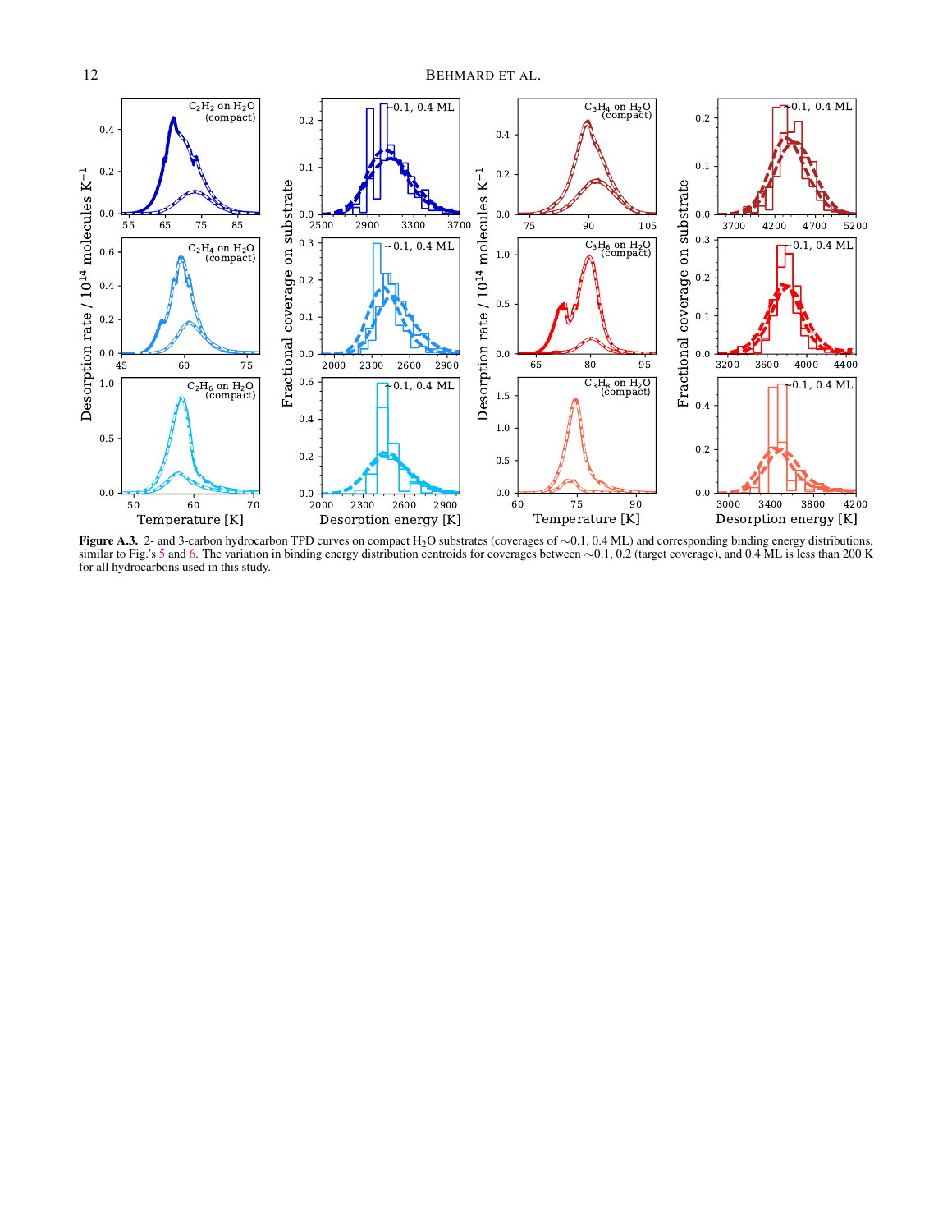$C_2H_2$ on $H_2O$ (compact)

$C_2H_4$ on $H_2O$ (compact)

$C_2H_6$ on $H_2O$ (compact)

$C_3H_4$ on $H_2O$ (compact)

$C_3H_6$ on $H_2O$ (compact)

$C_3H_8$ on $H_2O$ (compact)

~0.1, 0.4 ML

Desorption rate / $10^{14}$ molecules $K^{-1}$

Fractional coverage on substrate

Temperature [K]

Desorption energy [K]

**Figure A.3.** 2- and 3-carbon hydrocarbon TPD curves on compact $H_2O$ substrates (coverages of ∼0.1, 0.4 ML) and corresponding binding energy distributions, similar to Fig.'s 5 and 6. The variation in binding energy distribution centroids for coverages between ∼0.1, 0.2 (target coverage), and 0.4 ML is less than 200 K for all hydrocarbons used in this study.